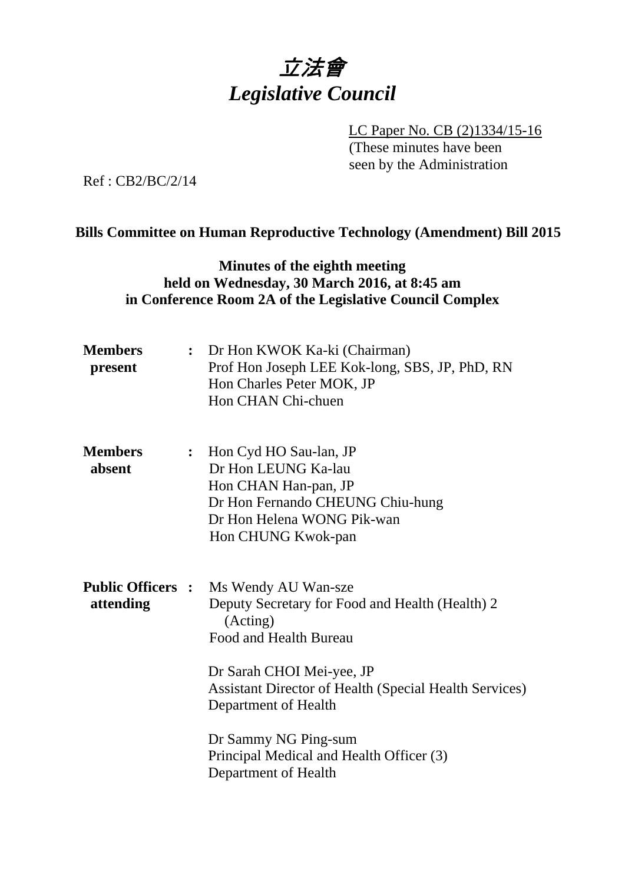# 立法會
# *Legislative Council*

LC Paper No. CB (2)1334/15-16
(These minutes have been seen by the Administration

Ref : CB2/BC/2/14

**Bills Committee on Human Reproductive Technology (Amendment) Bill 2015**

**Minutes of the eighth meeting held on Wednesday, 30 March 2016, at 8:45 am in Conference Room 2A of the Legislative Council Complex**

**Members present** : Dr Hon KWOK Ka-ki (Chairman)
Prof Hon Joseph LEE Kok-long, SBS, JP, PhD, RN
Hon Charles Peter MOK, JP
Hon CHAN Chi-chuen

**Members absent** : Hon Cyd HO Sau-lan, JP
Dr Hon LEUNG Ka-lau
Hon CHAN Han-pan, JP
Dr Hon Fernando CHEUNG Chiu-hung
Dr Hon Helena WONG Pik-wan
Hon CHUNG Kwok-pan

**Public Officers attending** : Ms Wendy AU Wan-sze
Deputy Secretary for Food and Health (Health) 2 (Acting)
Food and Health Bureau

Dr Sarah CHOI Mei-yee, JP
Assistant Director of Health (Special Health Services)
Department of Health

Dr Sammy NG Ping-sum
Principal Medical and Health Officer (3)
Department of Health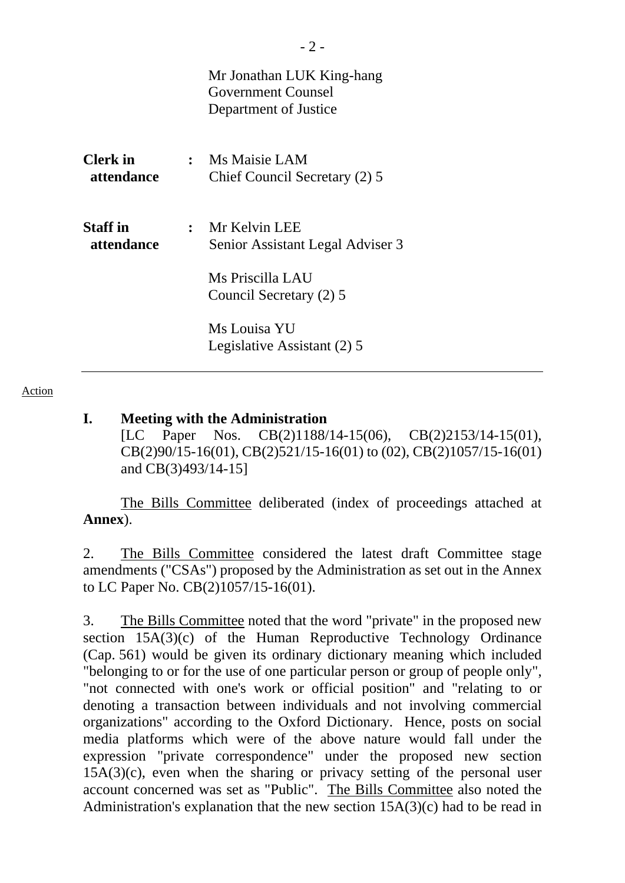Mr Jonathan LUK King-hang
Government Counsel
Department of Justice

**Clerk in attendance** : Ms Maisie LAM
Chief Council Secretary (2) 5

**Staff in attendance** : Mr Kelvin LEE
Senior Assistant Legal Adviser 3

Ms Priscilla LAU
Council Secretary (2) 5

Ms Louisa YU
Legislative Assistant (2) 5

---

Action

## I. Meeting with the Administration

[LC Paper Nos. CB(2)1188/14-15(06), CB(2)2153/14-15(01), CB(2)90/15-16(01), CB(2)521/15-16(01) to (02), CB(2)1057/15-16(01) and CB(3)493/14-15]

The Bills Committee deliberated (index of proceedings attached at **Annex**).

2. The Bills Committee considered the latest draft Committee stage amendments ("CSAs") proposed by the Administration as set out in the Annex to LC Paper No. CB(2)1057/15-16(01).

3. The Bills Committee noted that the word "private" in the proposed new section 15A(3)(c) of the Human Reproductive Technology Ordinance (Cap. 561) would be given its ordinary dictionary meaning which included "belonging to or for the use of one particular person or group of people only", "not connected with one's work or official position" and "relating to or denoting a transaction between individuals and not involving commercial organizations" according to the Oxford Dictionary. Hence, posts on social media platforms which were of the above nature would fall under the expression "private correspondence" under the proposed new section 15A(3)(c), even when the sharing or privacy setting of the personal user account concerned was set as "Public". The Bills Committee also noted the Administration's explanation that the new section 15A(3)(c) had to be read in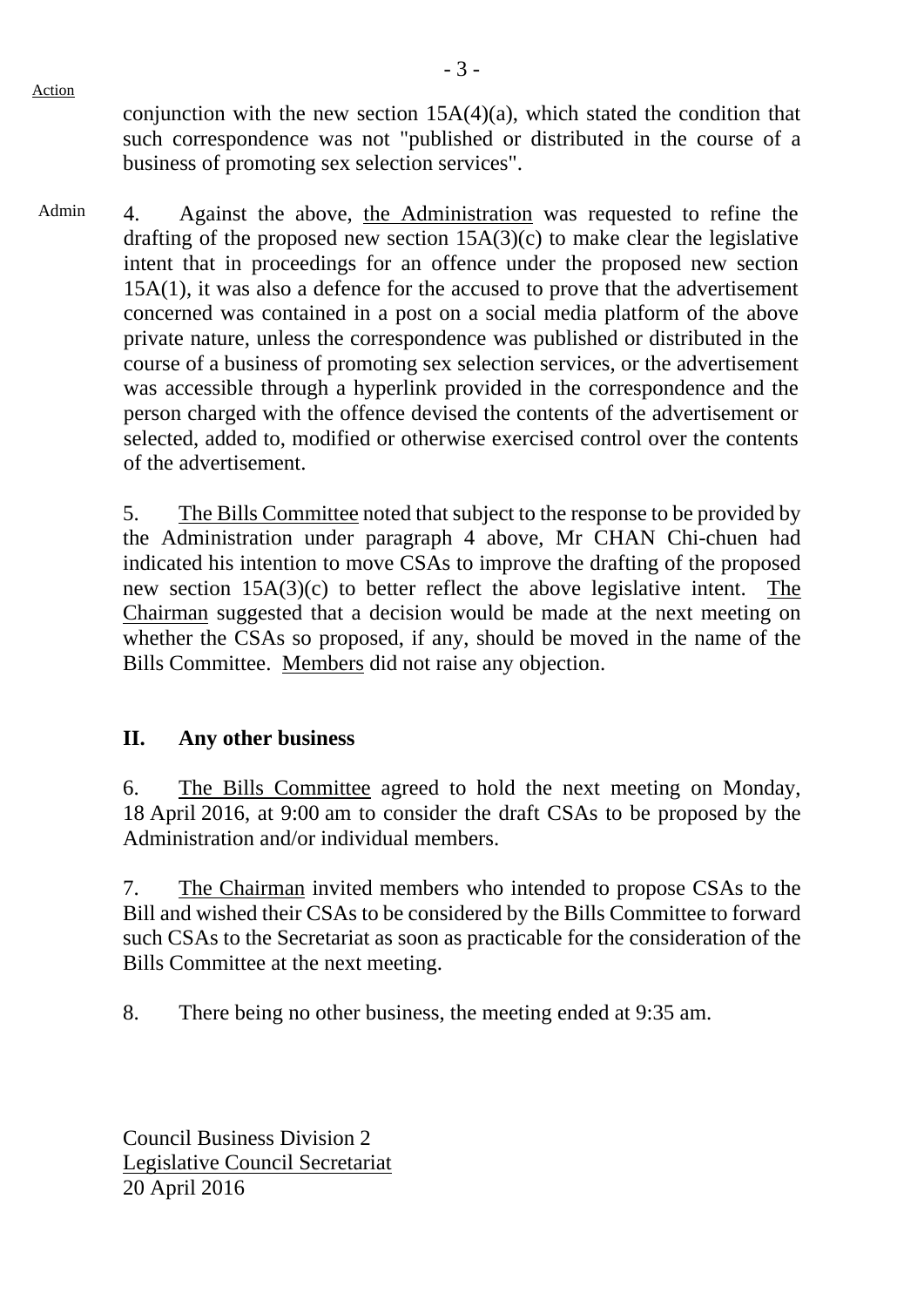Action

conjunction with the new section 15A(4)(a), which stated the condition that such correspondence was not "published or distributed in the course of a business of promoting sex selection services".

Admin

4. Against the above, the Administration was requested to refine the drafting of the proposed new section 15A(3)(c) to make clear the legislative intent that in proceedings for an offence under the proposed new section 15A(1), it was also a defence for the accused to prove that the advertisement concerned was contained in a post on a social media platform of the above private nature, unless the correspondence was published or distributed in the course of a business of promoting sex selection services, or the advertisement was accessible through a hyperlink provided in the correspondence and the person charged with the offence devised the contents of the advertisement or selected, added to, modified or otherwise exercised control over the contents of the advertisement.

5. The Bills Committee noted that subject to the response to be provided by the Administration under paragraph 4 above, Mr CHAN Chi-chuen had indicated his intention to move CSAs to improve the drafting of the proposed new section 15A(3)(c) to better reflect the above legislative intent. The Chairman suggested that a decision would be made at the next meeting on whether the CSAs so proposed, if any, should be moved in the name of the Bills Committee. Members did not raise any objection.

## II. Any other business

6. The Bills Committee agreed to hold the next meeting on Monday, 18 April 2016, at 9:00 am to consider the draft CSAs to be proposed by the Administration and/or individual members.

7. The Chairman invited members who intended to propose CSAs to the Bill and wished their CSAs to be considered by the Bills Committee to forward such CSAs to the Secretariat as soon as practicable for the consideration of the Bills Committee at the next meeting.

8. There being no other business, the meeting ended at 9:35 am.

Council Business Division 2
Legislative Council Secretariat
20 April 2016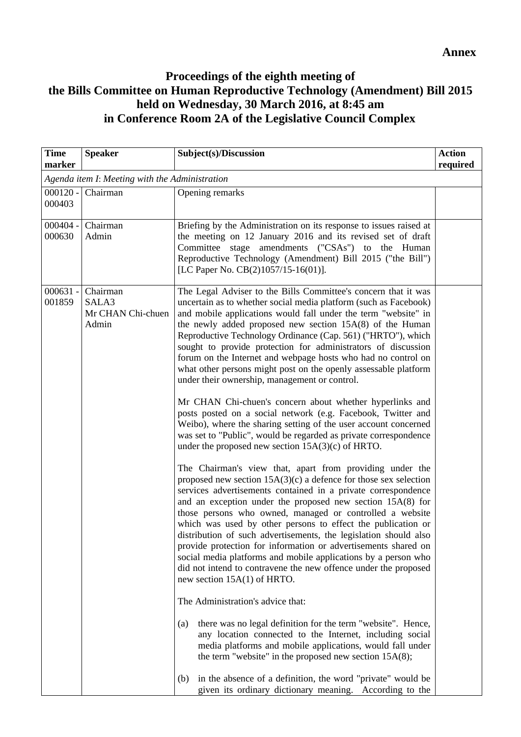**Annex**

# Proceedings of the eighth meeting of the Bills Committee on Human Reproductive Technology (Amendment) Bill 2015 held on Wednesday, 30 March 2016, at 8:45 am in Conference Room 2A of the Legislative Council Complex

| Time marker | Speaker | Subject(s)/Discussion | Action required |
|---|---|---|---|
| *Agenda item I: Meeting with the Administration* | | | |
| 000120 - 000403 | Chairman | Opening remarks | |
| 000404 - 000630 | Chairman<br>Admin | Briefing by the Administration on its response to issues raised at the meeting on 12 January 2016 and its revised set of draft Committee stage amendments ("CSAs") to the Human Reproductive Technology (Amendment) Bill 2015 ("the Bill") [LC Paper No. CB(2)1057/15-16(01)]. | |
| 000631 - 001859 | Chairman<br>SALA3<br>Mr CHAN Chi-chuen<br>Admin | The Legal Adviser to the Bills Committee's concern that it was uncertain as to whether social media platform (such as Facebook) and mobile applications would fall under the term "website" in the newly added proposed new section 15A(8) of the Human Reproductive Technology Ordinance (Cap. 561) ("HRTO"), which sought to provide protection for administrators of discussion forum on the Internet and webpage hosts who had no control on what other persons might post on the openly assessable platform under their ownership, management or control.<br><br>Mr CHAN Chi-chuen's concern about whether hyperlinks and posts posted on a social network (e.g. Facebook, Twitter and Weibo), where the sharing setting of the user account concerned was set to "Public", would be regarded as private correspondence under the proposed new section 15A(3)(c) of HRTO.<br><br>The Chairman's view that, apart from providing under the proposed new section 15A(3)(c) a defence for those sex selection services advertisements contained in a private correspondence and an exception under the proposed new section 15A(8) for those persons who owned, managed or controlled a website which was used by other persons to effect the publication or distribution of such advertisements, the legislation should also provide protection for information or advertisements shared on social media platforms and mobile applications by a person who did not intend to contravene the new offence under the proposed new section 15A(1) of HRTO.<br><br>The Administration's advice that:<br><br>(a) there was no legal definition for the term "website". Hence, any location connected to the Internet, including social media platforms and mobile applications, would fall under the term "website" in the proposed new section 15A(8);<br><br>(b) in the absence of a definition, the word "private" would be given its ordinary dictionary meaning. According to the | |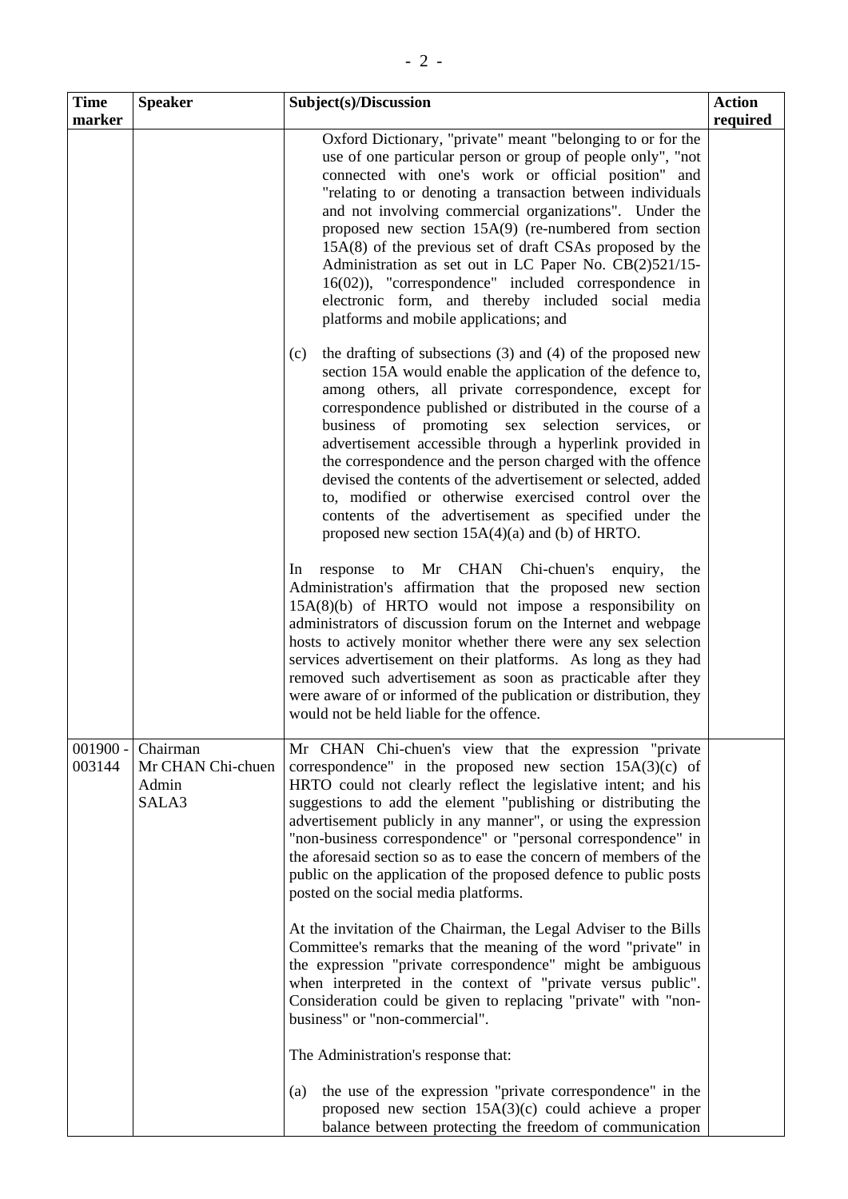| Time marker | Speaker | Subject(s)/Discussion | Action required |
|---|---|---|---|
| | | Oxford Dictionary, "private" meant "belonging to or for the use of one particular person or group of people only", "not connected with one's work or official position" and "relating to or denoting a transaction between individuals and not involving commercial organizations". Under the proposed new section 15A(9) (re-numbered from section 15A(8) of the previous set of draft CSAs proposed by the Administration as set out in LC Paper No. CB(2)521/15-16(02)), "correspondence" included correspondence in electronic form, and thereby included social media platforms and mobile applications; and<br><br>(c) the drafting of subsections (3) and (4) of the proposed new section 15A would enable the application of the defence to, among others, all private correspondence, except for correspondence published or distributed in the course of a business of promoting sex selection services, or advertisement accessible through a hyperlink provided in the correspondence and the person charged with the offence devised the contents of the advertisement or selected, added to, modified or otherwise exercised control over the contents of the advertisement as specified under the proposed new section 15A(4)(a) and (b) of HRTO.<br><br>In response to Mr CHAN Chi-chuen's enquiry, the Administration's affirmation that the proposed new section 15A(8)(b) of HRTO would not impose a responsibility on administrators of discussion forum on the Internet and webpage hosts to actively monitor whether there were any sex selection services advertisement on their platforms. As long as they had removed such advertisement as soon as practicable after they were aware of or informed of the publication or distribution, they would not be held liable for the offence. | |
| 001900 - 003144 | Chairman<br>Mr CHAN Chi-chuen<br>Admin<br>SALA3 | Mr CHAN Chi-chuen's view that the expression "private correspondence" in the proposed new section 15A(3)(c) of HRTO could not clearly reflect the legislative intent; and his suggestions to add the element "publishing or distributing the advertisement publicly in any manner", or using the expression "non-business correspondence" or "personal correspondence" in the aforesaid section so as to ease the concern of members of the public on the application of the proposed defence to public posts posted on the social media platforms.<br><br>At the invitation of the Chairman, the Legal Adviser to the Bills Committee's remarks that the meaning of the word "private" in the expression "private correspondence" might be ambiguous when interpreted in the context of "private versus public". Consideration could be given to replacing "private" with "non-business" or "non-commercial".<br><br>The Administration's response that:<br><br>(a) the use of the expression "private correspondence" in the proposed new section 15A(3)(c) could achieve a proper balance between protecting the freedom of communication | |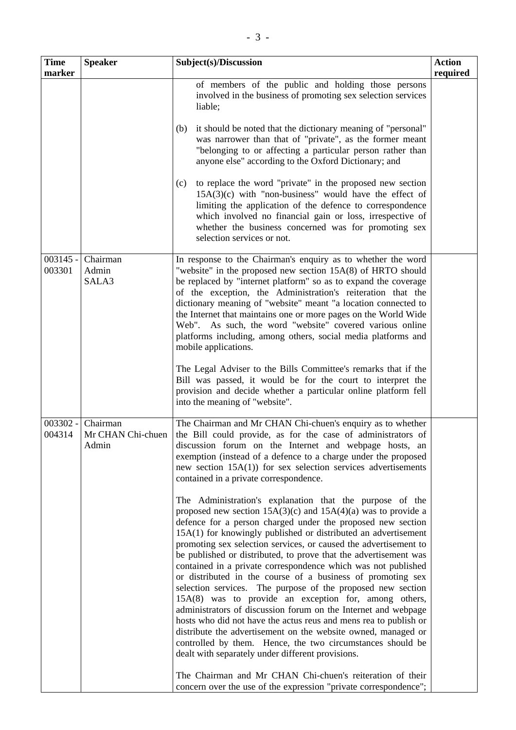| Time marker | Speaker | Subject(s)/Discussion | Action required |
|---|---|---|---|
| | | of members of the public and holding those persons involved in the business of promoting sex selection services liable;<br><br>(b) it should be noted that the dictionary meaning of "personal" was narrower than that of "private", as the former meant "belonging to or affecting a particular person rather than anyone else" according to the Oxford Dictionary; and<br><br>(c) to replace the word "private" in the proposed new section 15A(3)(c) with "non-business" would have the effect of limiting the application of the defence to correspondence which involved no financial gain or loss, irrespective of whether the business concerned was for promoting sex selection services or not. | |
| 003145 - 003301 | Chairman<br>Admin<br>SALA3 | In response to the Chairman's enquiry as to whether the word "website" in the proposed new section 15A(8) of HRTO should be replaced by "internet platform" so as to expand the coverage of the exception, the Administration's reiteration that the dictionary meaning of "website" meant "a location connected to the Internet that maintains one or more pages on the World Wide Web". As such, the word "website" covered various online platforms including, among others, social media platforms and mobile applications.<br><br>The Legal Adviser to the Bills Committee's remarks that if the Bill was passed, it would be for the court to interpret the provision and decide whether a particular online platform fell into the meaning of "website". | |
| 003302 - 004314 | Chairman<br>Mr CHAN Chi-chuen<br>Admin | The Chairman and Mr CHAN Chi-chuen's enquiry as to whether the Bill could provide, as for the case of administrators of discussion forum on the Internet and webpage hosts, an exemption (instead of a defence to a charge under the proposed new section 15A(1)) for sex selection services advertisements contained in a private correspondence.<br><br>The Administration's explanation that the purpose of the proposed new section 15A(3)(c) and 15A(4)(a) was to provide a defence for a person charged under the proposed new section 15A(1) for knowingly published or distributed an advertisement promoting sex selection services, or caused the advertisement to be published or distributed, to prove that the advertisement was contained in a private correspondence which was not published or distributed in the course of a business of promoting sex selection services. The purpose of the proposed new section 15A(8) was to provide an exception for, among others, administrators of discussion forum on the Internet and webpage hosts who did not have the actus reus and mens rea to publish or distribute the advertisement on the website owned, managed or controlled by them. Hence, the two circumstances should be dealt with separately under different provisions.<br><br>The Chairman and Mr CHAN Chi-chuen's reiteration of their concern over the use of the expression "private correspondence"; | |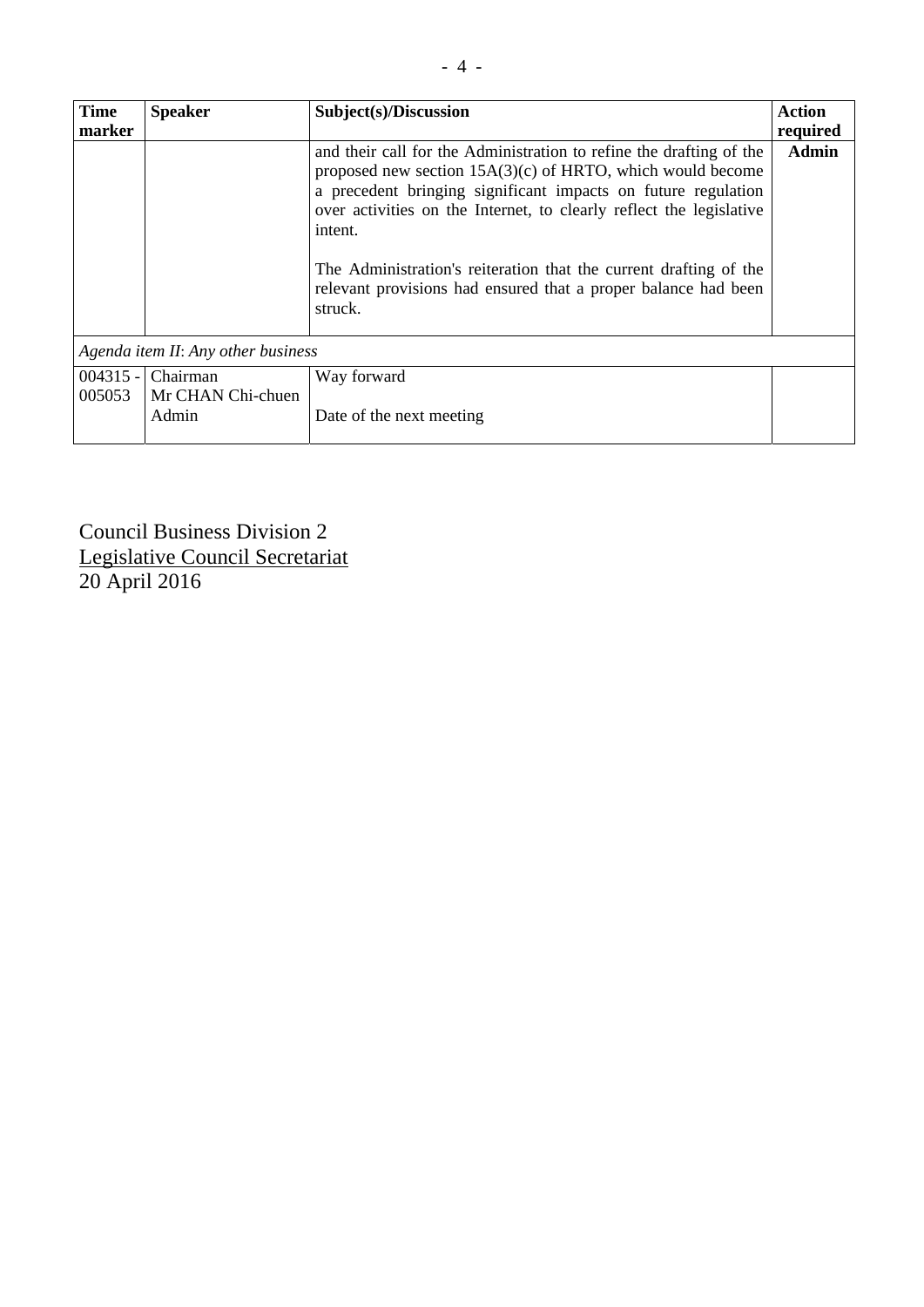| Time marker | Speaker | Subject(s)/Discussion | Action required |
|---|---|---|---|
| | | and their call for the Administration to refine the drafting of the proposed new section 15A(3)(c) of HRTO, which would become a precedent bringing significant impacts on future regulation over activities on the Internet, to clearly reflect the legislative intent.<br><br>The Administration's reiteration that the current drafting of the relevant provisions had ensured that a proper balance had been struck. | **Admin** |
| *Agenda item II: Any other business* | | | |
| 004315 - 005053 | Chairman<br>Mr CHAN Chi-chuen<br>Admin | Way forward<br><br>Date of the next meeting | |

Council Business Division 2
Legislative Council Secretariat
20 April 2016